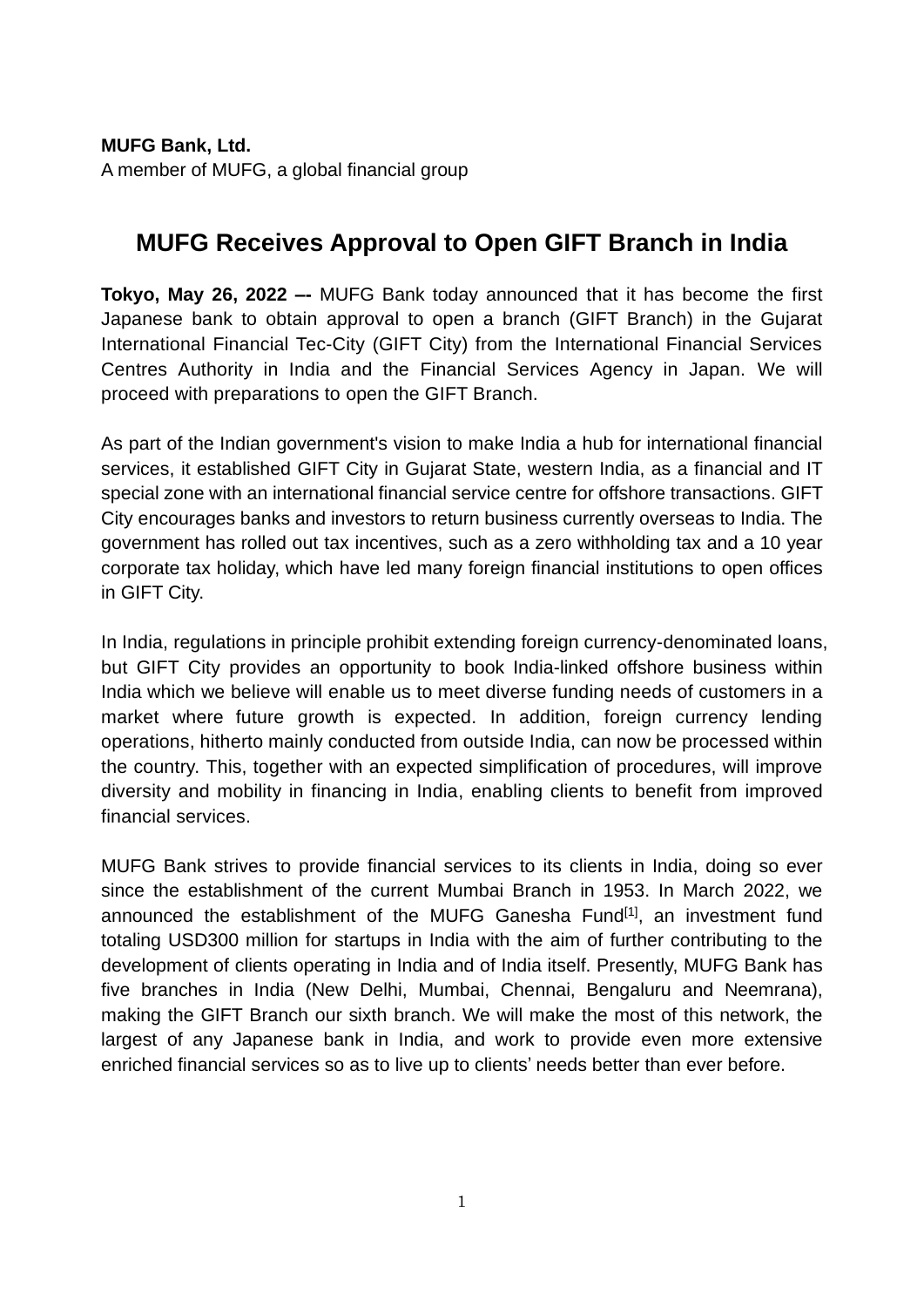**MUFG Bank, Ltd.**
A member of MUFG, a global financial group

# MUFG Receives Approval to Open GIFT Branch in India

**Tokyo, May 26, 2022 –-** MUFG Bank today announced that it has become the first Japanese bank to obtain approval to open a branch (GIFT Branch) in the Gujarat International Financial Tec-City (GIFT City) from the International Financial Services Centres Authority in India and the Financial Services Agency in Japan. We will proceed with preparations to open the GIFT Branch.

As part of the Indian government's vision to make India a hub for international financial services, it established GIFT City in Gujarat State, western India, as a financial and IT special zone with an international financial service centre for offshore transactions. GIFT City encourages banks and investors to return business currently overseas to India. The government has rolled out tax incentives, such as a zero withholding tax and a 10 year corporate tax holiday, which have led many foreign financial institutions to open offices in GIFT City.

In India, regulations in principle prohibit extending foreign currency-denominated loans, but GIFT City provides an opportunity to book India-linked offshore business within India which we believe will enable us to meet diverse funding needs of customers in a market where future growth is expected. In addition, foreign currency lending operations, hitherto mainly conducted from outside India, can now be processed within the country. This, together with an expected simplification of procedures, will improve diversity and mobility in financing in India, enabling clients to benefit from improved financial services.

MUFG Bank strives to provide financial services to its clients in India, doing so ever since the establishment of the current Mumbai Branch in 1953. In March 2022, we announced the establishment of the MUFG Ganesha Fund[1], an investment fund totaling USD300 million for startups in India with the aim of further contributing to the development of clients operating in India and of India itself. Presently, MUFG Bank has five branches in India (New Delhi, Mumbai, Chennai, Bengaluru and Neemrana), making the GIFT Branch our sixth branch. We will make the most of this network, the largest of any Japanese bank in India, and work to provide even more extensive enriched financial services so as to live up to clients' needs better than ever before.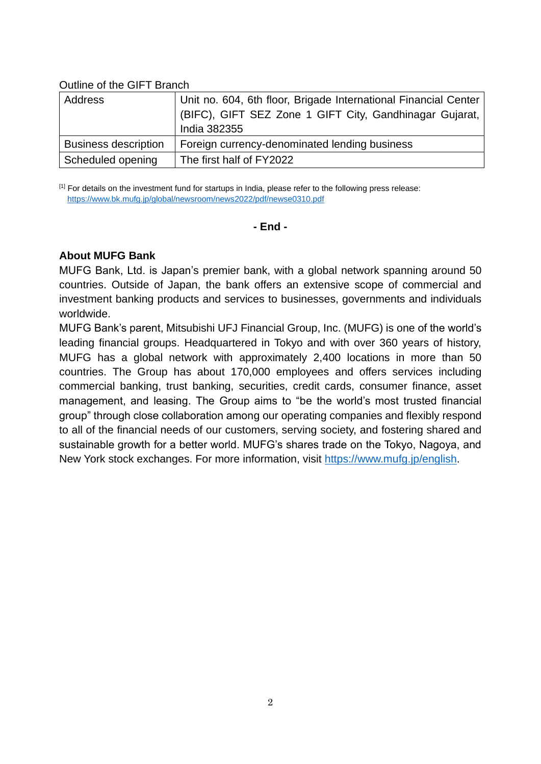Outline of the GIFT Branch

| | |
|---|---|
| Address | Unit no. 604, 6th floor, Brigade International Financial Center (BIFC), GIFT SEZ Zone 1 GIFT City, Gandhinagar Gujarat, India 382355 |
| Business description | Foreign currency-denominated lending business |
| Scheduled opening | The first half of FY2022 |

[1] For details on the investment fund for startups in India, please refer to the following press release: https://www.bk.mufg.jp/global/newsroom/news2022/pdf/newse0310.pdf

**- End -**

**About MUFG Bank**

MUFG Bank, Ltd. is Japan's premier bank, with a global network spanning around 50 countries. Outside of Japan, the bank offers an extensive scope of commercial and investment banking products and services to businesses, governments and individuals worldwide.

MUFG Bank's parent, Mitsubishi UFJ Financial Group, Inc. (MUFG) is one of the world's leading financial groups. Headquartered in Tokyo and with over 360 years of history, MUFG has a global network with approximately 2,400 locations in more than 50 countries. The Group has about 170,000 employees and offers services including commercial banking, trust banking, securities, credit cards, consumer finance, asset management, and leasing. The Group aims to "be the world's most trusted financial group" through close collaboration among our operating companies and flexibly respond to all of the financial needs of our customers, serving society, and fostering shared and sustainable growth for a better world. MUFG's shares trade on the Tokyo, Nagoya, and New York stock exchanges. For more information, visit https://www.mufg.jp/english.